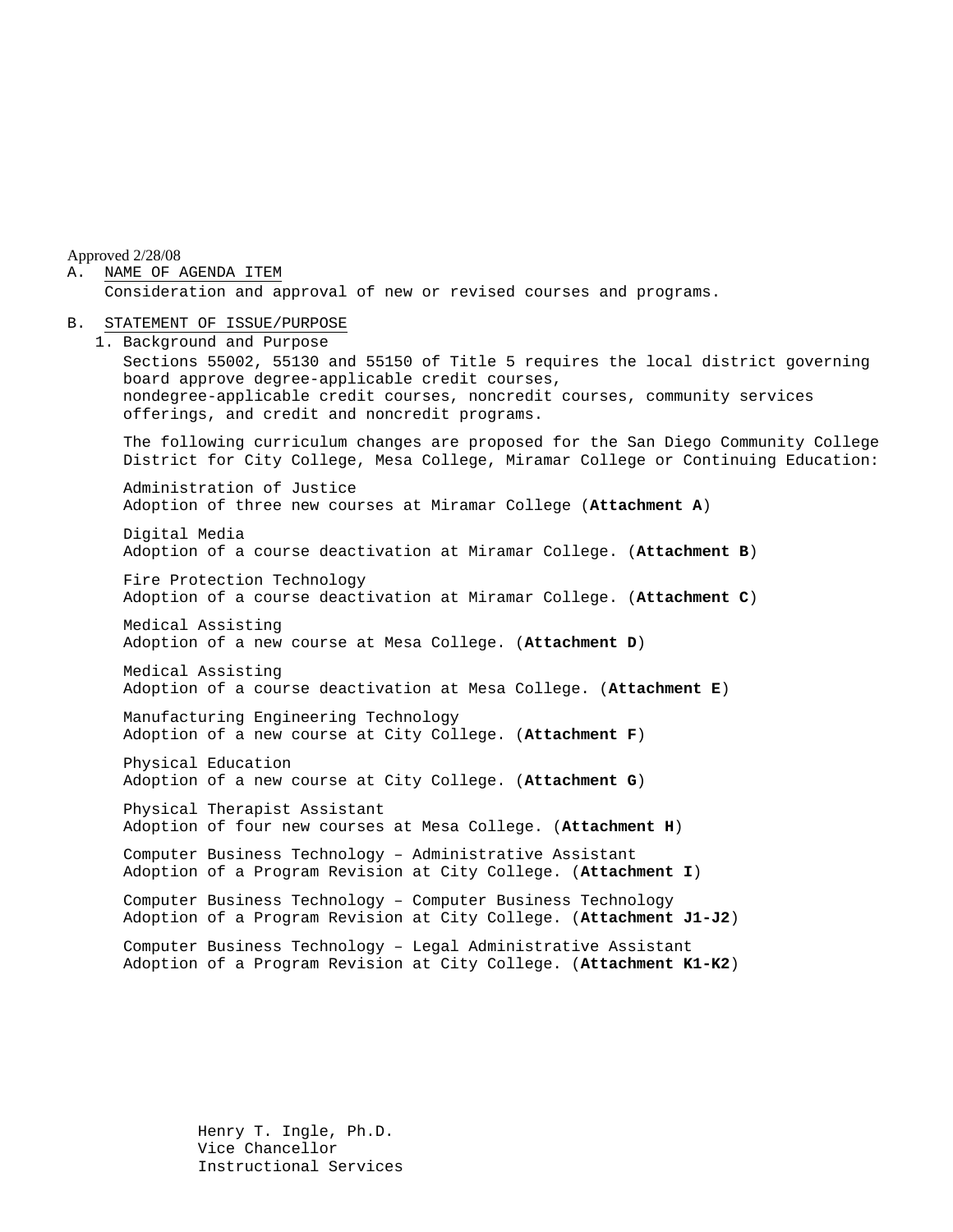Approved 2/28/08

A. NAME OF AGENDA ITEM

Consideration and approval of new or revised courses and programs.

B. STATEMENT OF ISSUE/PURPOSE

1. Background and Purpose

Sections 55002, 55130 and 55150 of Title 5 requires the local district governing board approve degree-applicable credit courses, nondegree-applicable credit courses, noncredit courses, community services offerings, and credit and noncredit programs.

The following curriculum changes are proposed for the San Diego Community College District for City College, Mesa College, Miramar College or Continuing Education:

Administration of Justice
Adoption of three new courses at Miramar College (**Attachment A**)

Digital Media
Adoption of a course deactivation at Miramar College. (**Attachment B**)

Fire Protection Technology
Adoption of a course deactivation at Miramar College. (**Attachment C**)

Medical Assisting
Adoption of a new course at Mesa College. (**Attachment D**)

Medical Assisting
Adoption of a course deactivation at Mesa College. (**Attachment E**)

Manufacturing Engineering Technology
Adoption of a new course at City College. (**Attachment F**)

Physical Education
Adoption of a new course at City College. (**Attachment G**)

Physical Therapist Assistant
Adoption of four new courses at Mesa College. (**Attachment H**)

Computer Business Technology – Administrative Assistant
Adoption of a Program Revision at City College. (**Attachment I**)

Computer Business Technology – Computer Business Technology
Adoption of a Program Revision at City College. (**Attachment J1-J2**)

Computer Business Technology – Legal Administrative Assistant
Adoption of a Program Revision at City College. (**Attachment K1-K2**)

Henry T. Ingle, Ph.D.
Vice Chancellor
Instructional Services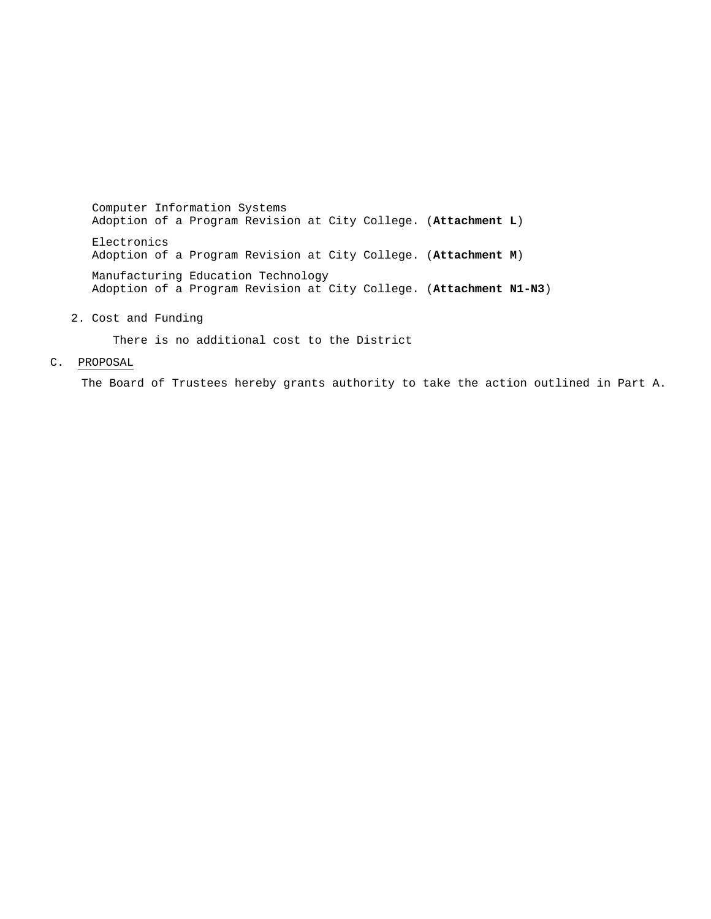Computer Information Systems
Adoption of a Program Revision at City College. (**Attachment L**)

Electronics
Adoption of a Program Revision at City College. (**Attachment M**)

Manufacturing Education Technology
Adoption of a Program Revision at City College. (**Attachment N1-N3**)

2. Cost and Funding

   There is no additional cost to the District

C. PROPOSAL

The Board of Trustees hereby grants authority to take the action outlined in Part A.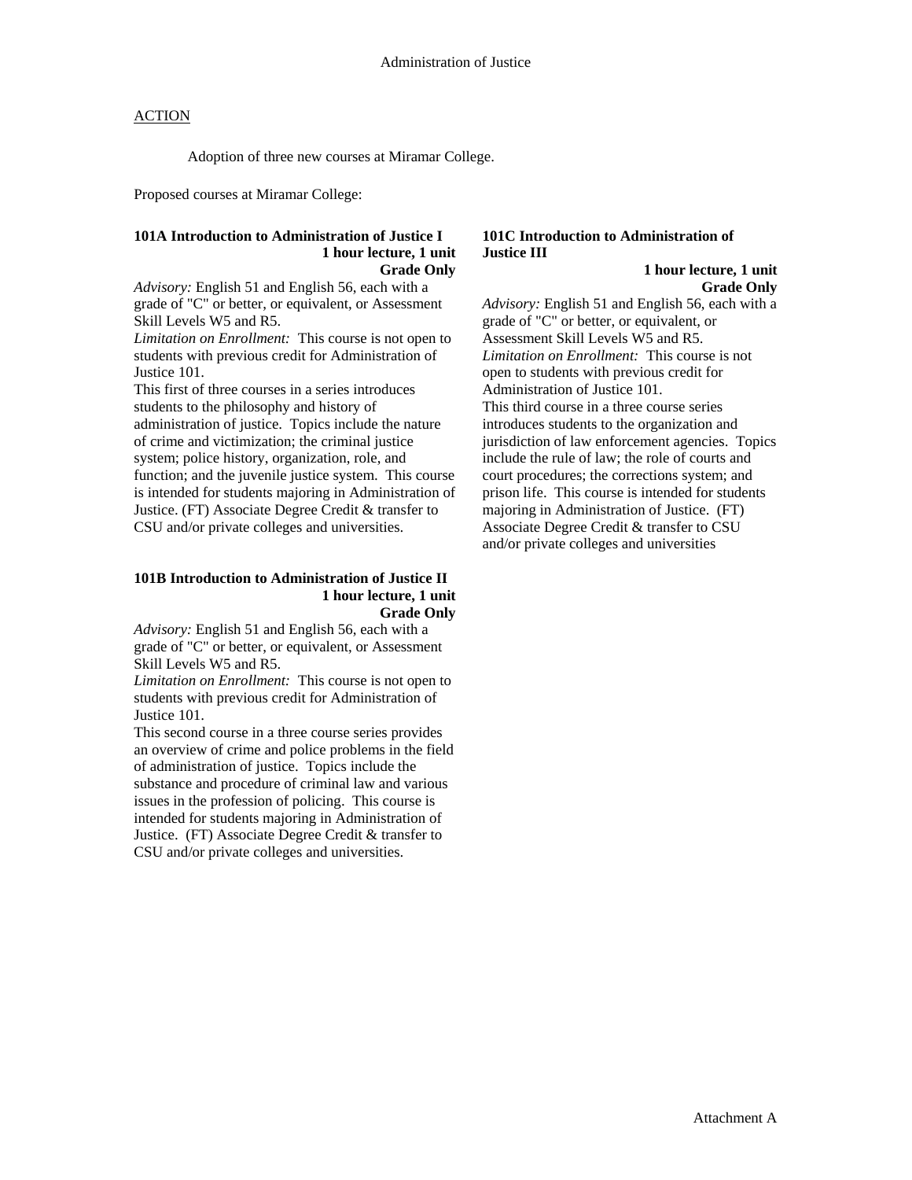# Administration of Justice

ACTION

Adoption of three new courses at Miramar College.

Proposed courses at Miramar College:

**101A Introduction to Administration of Justice I**
**1 hour lecture, 1 unit**
**Grade Only**

*Advisory:* English 51 and English 56, each with a grade of "C" or better, or equivalent, or Assessment Skill Levels W5 and R5.
*Limitation on Enrollment:* This course is not open to students with previous credit for Administration of Justice 101.
This first of three courses in a series introduces students to the philosophy and history of administration of justice. Topics include the nature of crime and victimization; the criminal justice system; police history, organization, role, and function; and the juvenile justice system. This course is intended for students majoring in Administration of Justice. (FT) Associate Degree Credit & transfer to CSU and/or private colleges and universities.

**101B Introduction to Administration of Justice II**
**1 hour lecture, 1 unit**
**Grade Only**

*Advisory:* English 51 and English 56, each with a grade of "C" or better, or equivalent, or Assessment Skill Levels W5 and R5.
*Limitation on Enrollment:* This course is not open to students with previous credit for Administration of Justice 101.
This second course in a three course series provides an overview of crime and police problems in the field of administration of justice. Topics include the substance and procedure of criminal law and various issues in the profession of policing. This course is intended for students majoring in Administration of Justice. (FT) Associate Degree Credit & transfer to CSU and/or private colleges and universities.

**101C Introduction to Administration of Justice III**
**1 hour lecture, 1 unit**
**Grade Only**

*Advisory:* English 51 and English 56, each with a grade of "C" or better, or equivalent, or Assessment Skill Levels W5 and R5.
*Limitation on Enrollment:* This course is not open to students with previous credit for Administration of Justice 101.
This third course in a three course series introduces students to the organization and jurisdiction of law enforcement agencies. Topics include the rule of law; the role of courts and court procedures; the corrections system; and prison life. This course is intended for students majoring in Administration of Justice. (FT) Associate Degree Credit & transfer to CSU and/or private colleges and universities

Attachment A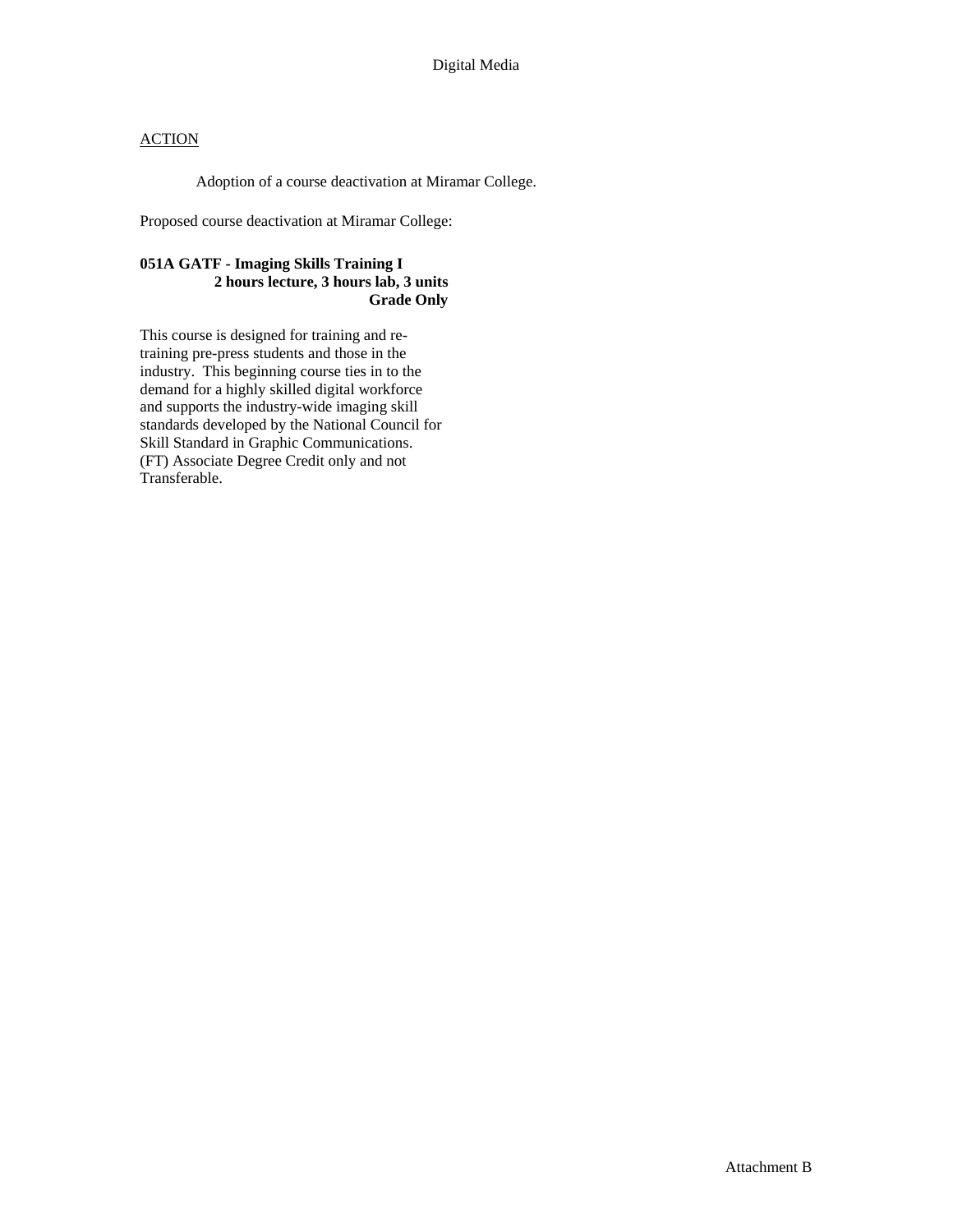Digital Media

ACTION

Adoption of a course deactivation at Miramar College.

Proposed course deactivation at Miramar College:

**051A GATF - Imaging Skills Training I**
**2 hours lecture, 3 hours lab, 3 units**
**Grade Only**

This course is designed for training and re-training pre-press students and those in the industry. This beginning course ties in to the demand for a highly skilled digital workforce and supports the industry-wide imaging skill standards developed by the National Council for Skill Standard in Graphic Communications. (FT) Associate Degree Credit only and not Transferable.

Attachment B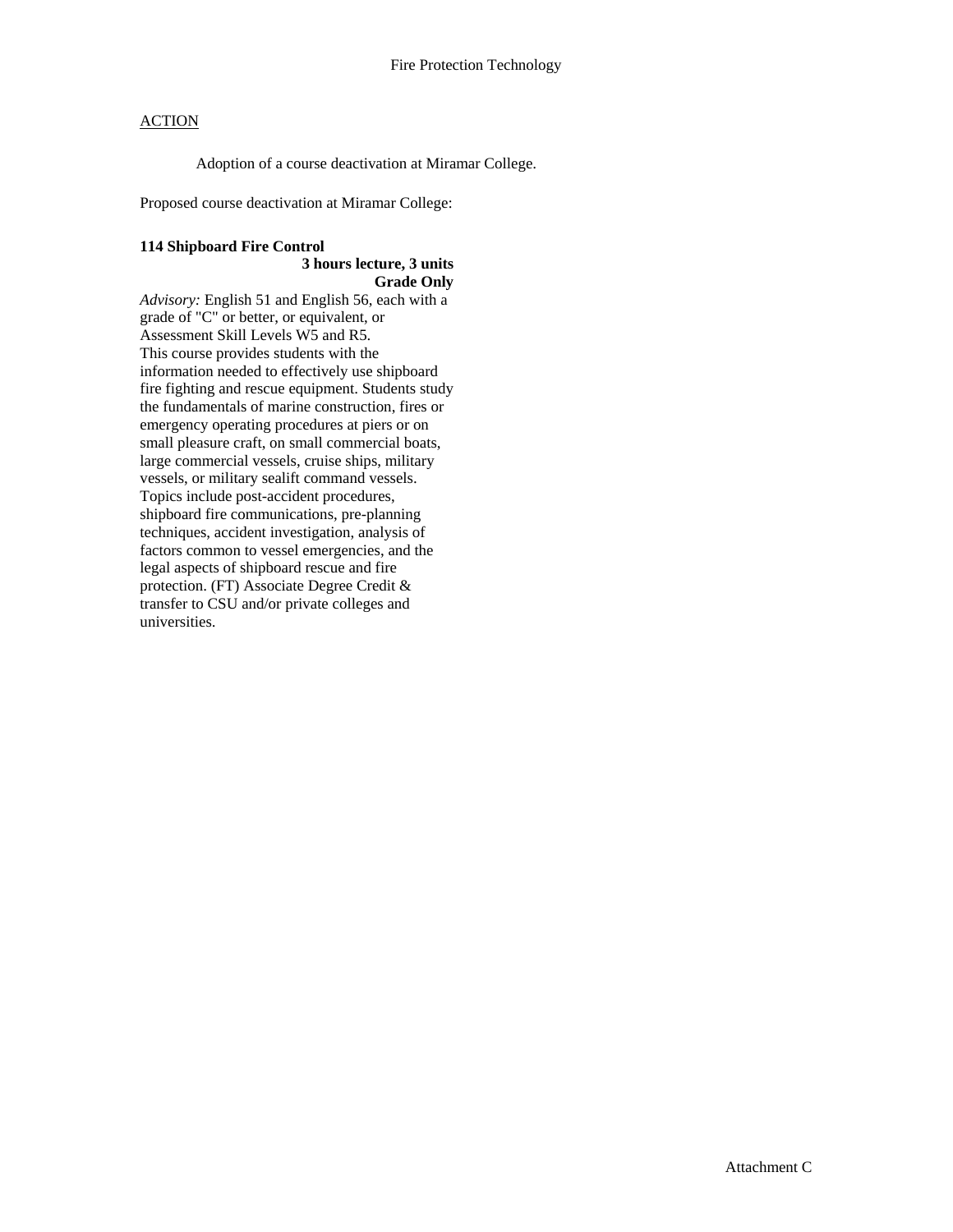Fire Protection Technology

ACTION

Adoption of a course deactivation at Miramar College.

Proposed course deactivation at Miramar College:

**114 Shipboard Fire Control**
**3 hours lecture, 3 units**
**Grade Only**

*Advisory:* English 51 and English 56, each with a grade of "C" or better, or equivalent, or Assessment Skill Levels W5 and R5.
This course provides students with the information needed to effectively use shipboard fire fighting and rescue equipment. Students study the fundamentals of marine construction, fires or emergency operating procedures at piers or on small pleasure craft, on small commercial boats, large commercial vessels, cruise ships, military vessels, or military sealift command vessels. Topics include post-accident procedures, shipboard fire communications, pre-planning techniques, accident investigation, analysis of factors common to vessel emergencies, and the legal aspects of shipboard rescue and fire protection. (FT) Associate Degree Credit & transfer to CSU and/or private colleges and universities.

Attachment C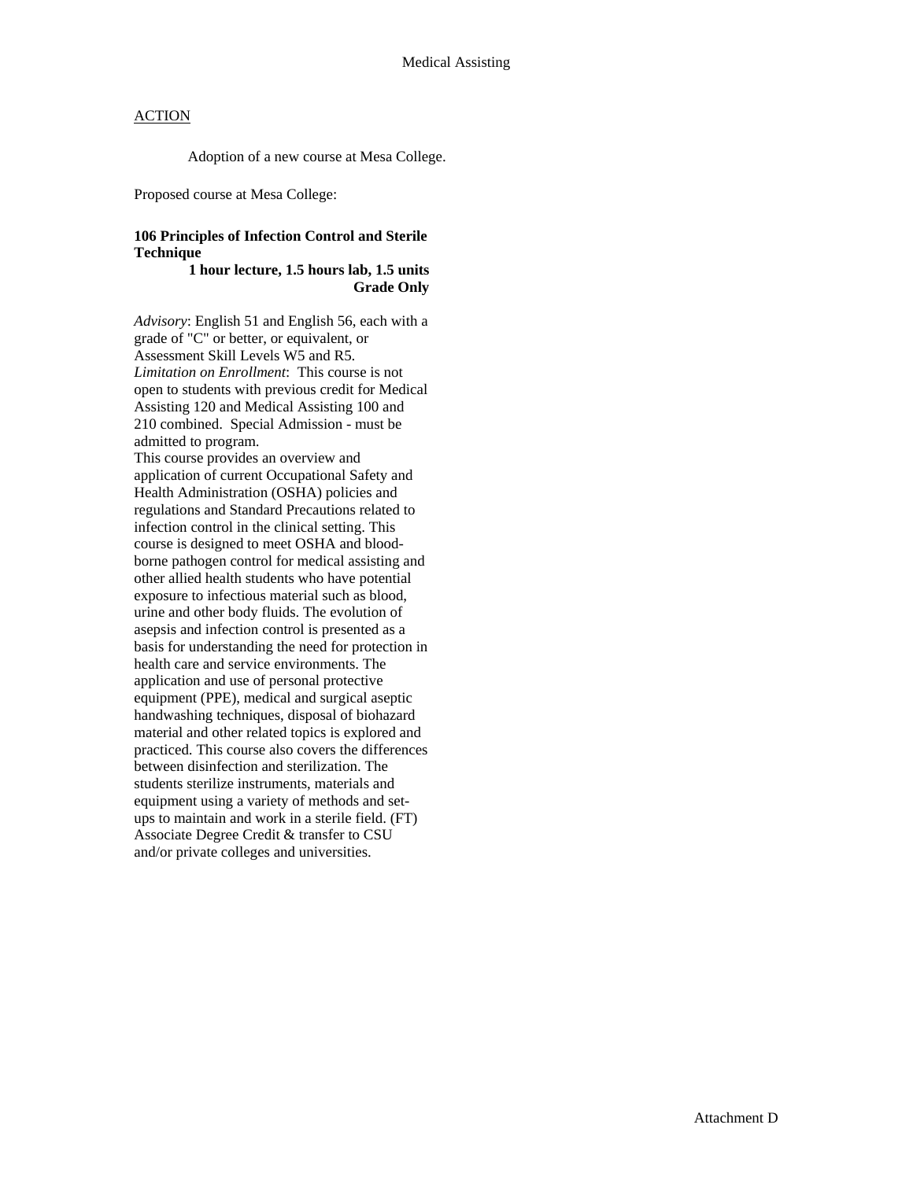Medical Assisting

ACTION

Adoption of a new course at Mesa College.

Proposed course at Mesa College:

**106 Principles of Infection Control and Sterile Technique**
**1 hour lecture, 1.5 hours lab, 1.5 units**
**Grade Only**

*Advisory*: English 51 and English 56, each with a grade of "C" or better, or equivalent, or Assessment Skill Levels W5 and R5.
*Limitation on Enrollment*: This course is not open to students with previous credit for Medical Assisting 120 and Medical Assisting 100 and 210 combined. Special Admission - must be admitted to program.
This course provides an overview and application of current Occupational Safety and Health Administration (OSHA) policies and regulations and Standard Precautions related to infection control in the clinical setting. This course is designed to meet OSHA and blood-borne pathogen control for medical assisting and other allied health students who have potential exposure to infectious material such as blood, urine and other body fluids. The evolution of asepsis and infection control is presented as a basis for understanding the need for protection in health care and service environments. The application and use of personal protective equipment (PPE), medical and surgical aseptic handwashing techniques, disposal of biohazard material and other related topics is explored and practiced. This course also covers the differences between disinfection and sterilization. The students sterilize instruments, materials and equipment using a variety of methods and set-ups to maintain and work in a sterile field. (FT) Associate Degree Credit & transfer to CSU and/or private colleges and universities.

Attachment D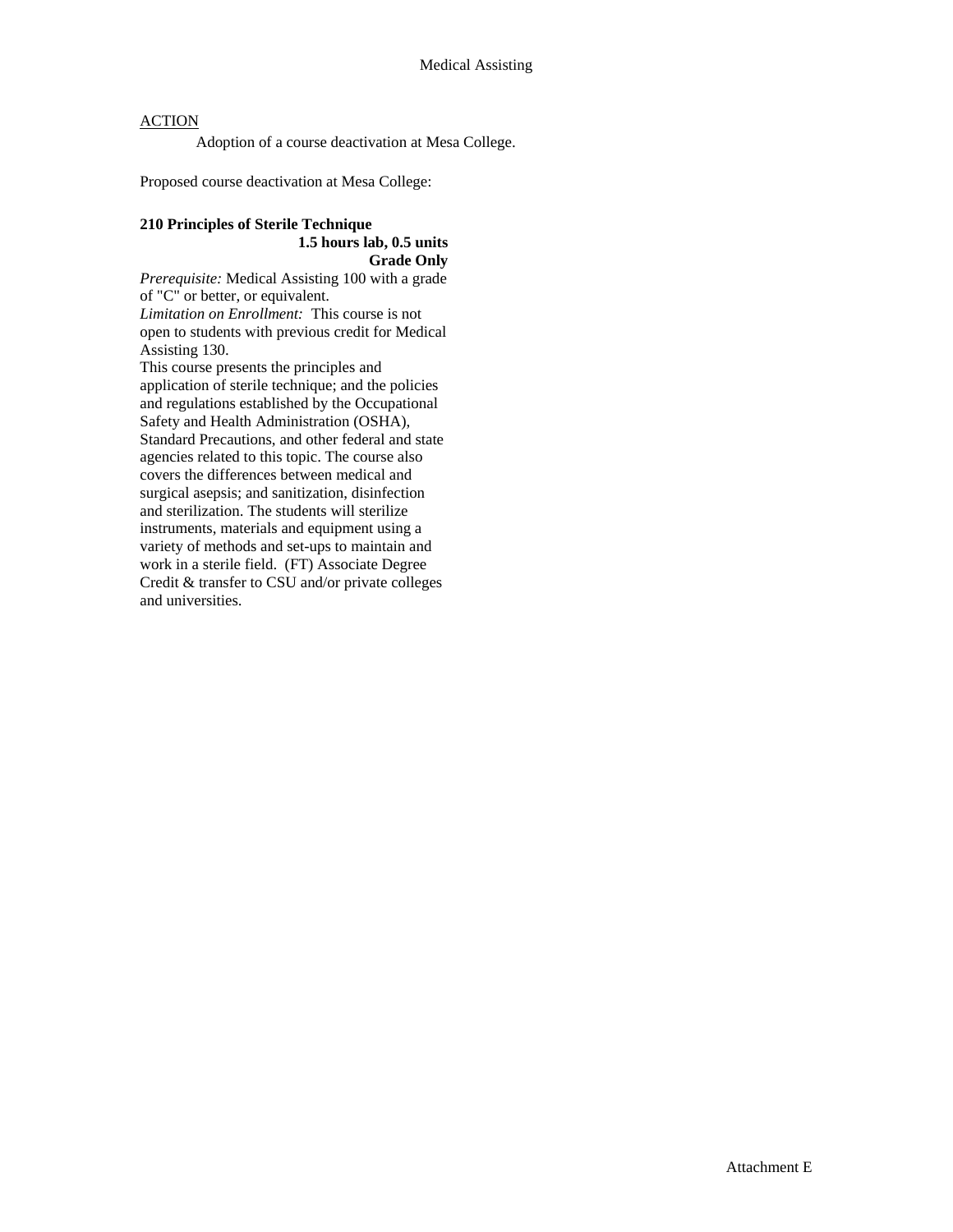Medical Assisting

ACTION

Adoption of a course deactivation at Mesa College.

Proposed course deactivation at Mesa College:

**210 Principles of Sterile Technique**

**1.5 hours lab, 0.5 units**

**Grade Only**

*Prerequisite:* Medical Assisting 100 with a grade of "C" or better, or equivalent.

*Limitation on Enrollment:* This course is not open to students with previous credit for Medical Assisting 130.

This course presents the principles and application of sterile technique; and the policies and regulations established by the Occupational Safety and Health Administration (OSHA), Standard Precautions, and other federal and state agencies related to this topic. The course also covers the differences between medical and surgical asepsis; and sanitization, disinfection and sterilization. The students will sterilize instruments, materials and equipment using a variety of methods and set-ups to maintain and work in a sterile field. (FT) Associate Degree Credit & transfer to CSU and/or private colleges and universities.

Attachment E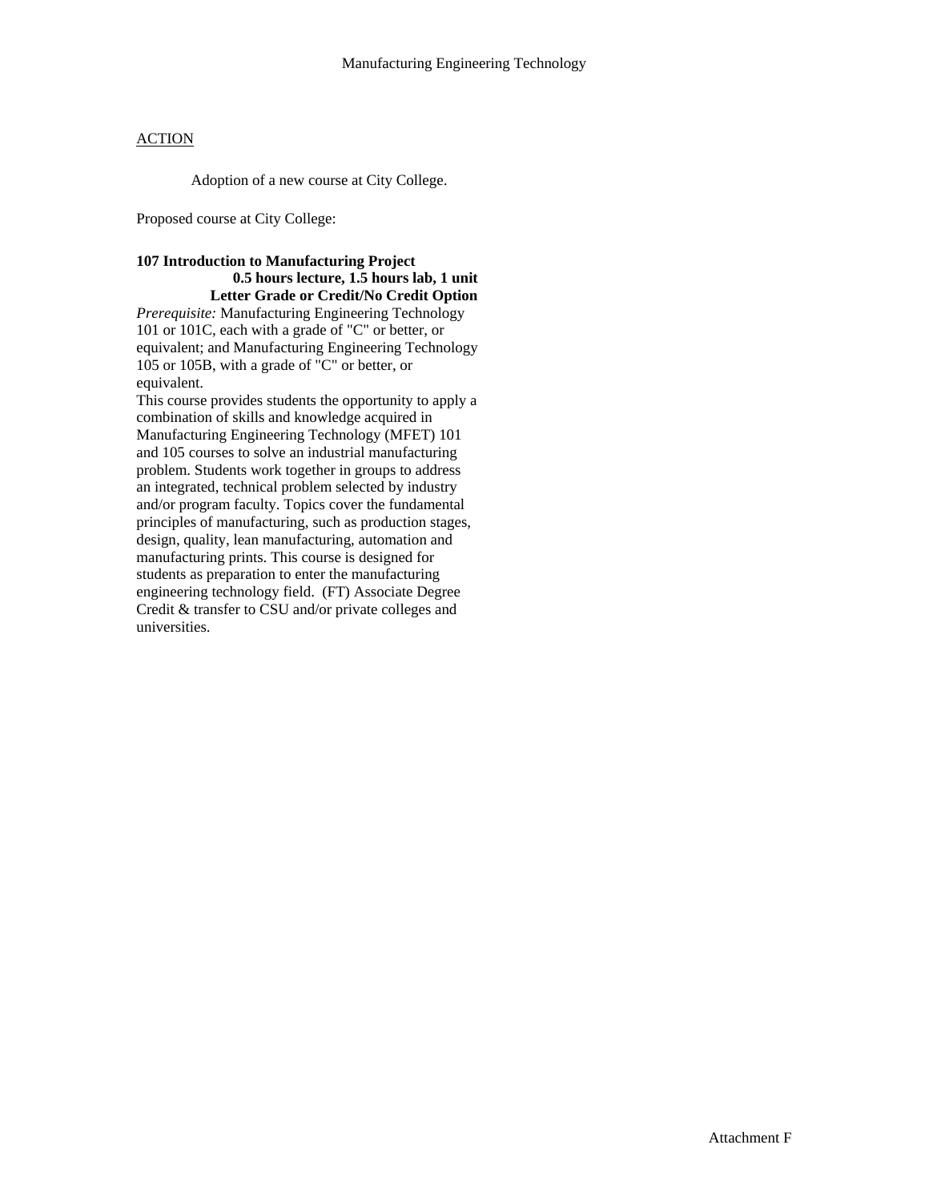## ACTION

Adoption of a new course at City College.

Proposed course at City College:

**107 Introduction to Manufacturing Project**
**0.5 hours lecture, 1.5 hours lab, 1 unit**
**Letter Grade or Credit/No Credit Option**

*Prerequisite:* Manufacturing Engineering Technology 101 or 101C, each with a grade of "C" or better, or equivalent; and Manufacturing Engineering Technology 105 or 105B, with a grade of "C" or better, or equivalent.

This course provides students the opportunity to apply a combination of skills and knowledge acquired in Manufacturing Engineering Technology (MFET) 101 and 105 courses to solve an industrial manufacturing problem. Students work together in groups to address an integrated, technical problem selected by industry and/or program faculty. Topics cover the fundamental principles of manufacturing, such as production stages, design, quality, lean manufacturing, automation and manufacturing prints. This course is designed for students as preparation to enter the manufacturing engineering technology field. (FT) Associate Degree Credit & transfer to CSU and/or private colleges and universities.

Attachment F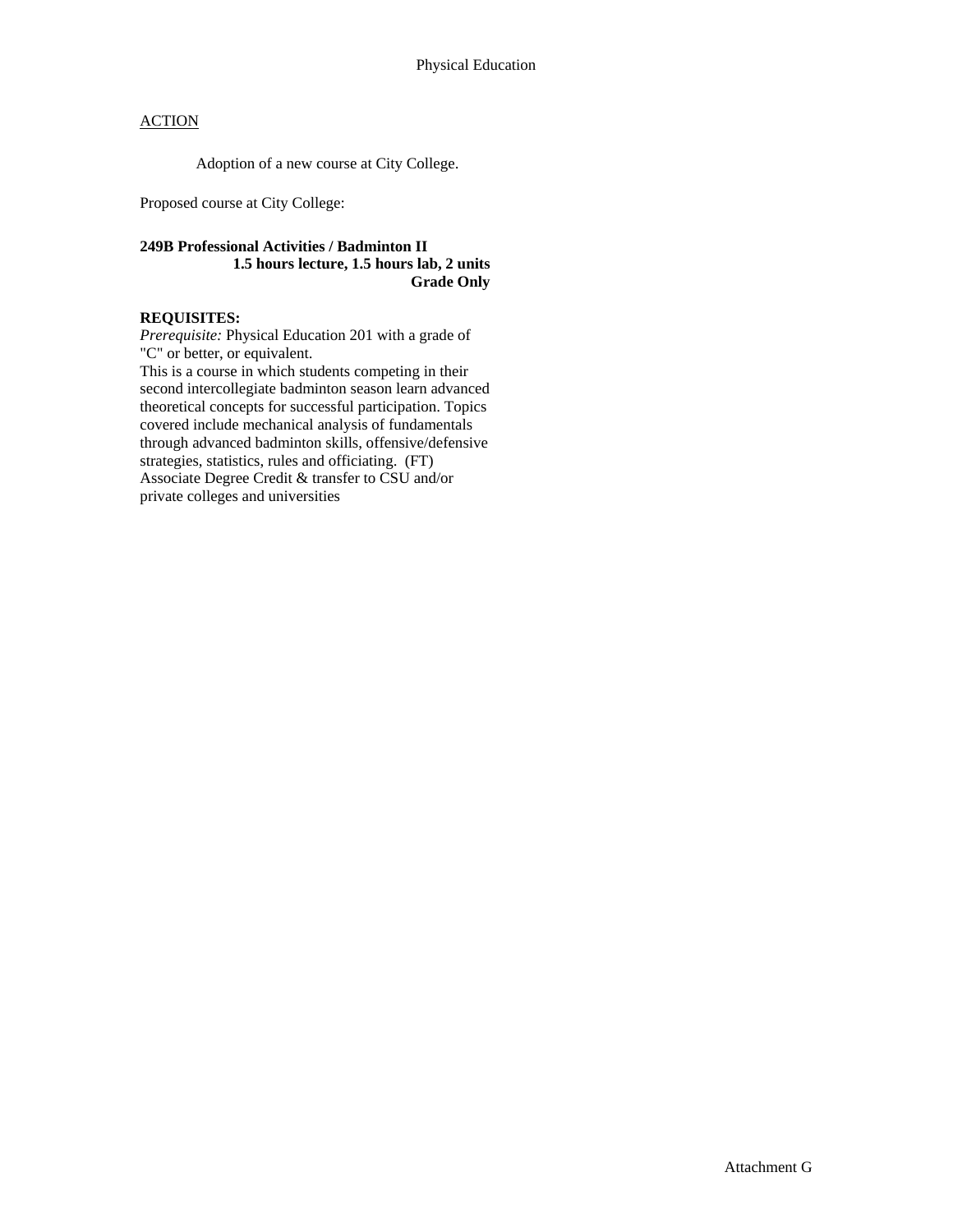Physical Education

ACTION

Adoption of a new course at City College.

Proposed course at City College:

**249B Professional Activities / Badminton II**
**1.5 hours lecture, 1.5 hours lab, 2 units**
**Grade Only**

**REQUISITES:**
*Prerequisite:* Physical Education 201 with a grade of "C" or better, or equivalent.
This is a course in which students competing in their second intercollegiate badminton season learn advanced theoretical concepts for successful participation. Topics covered include mechanical analysis of fundamentals through advanced badminton skills, offensive/defensive strategies, statistics, rules and officiating. (FT)
Associate Degree Credit & transfer to CSU and/or private colleges and universities

Attachment G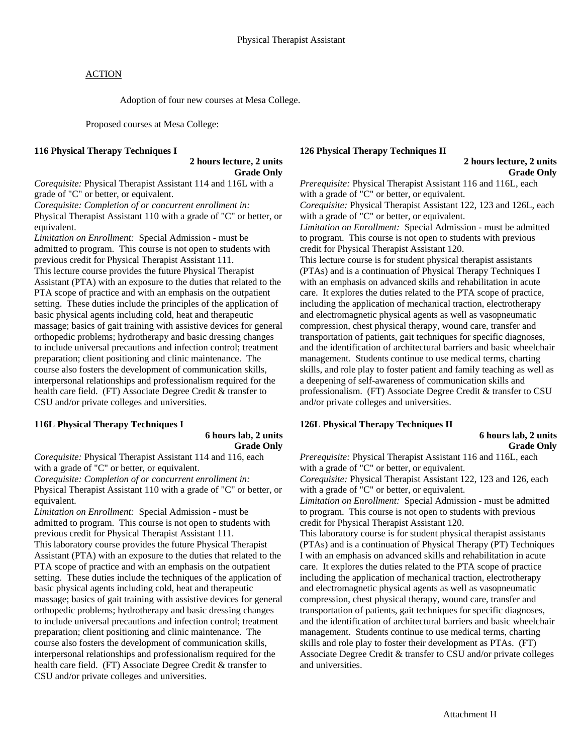## Physical Therapist Assistant

ACTION

Adoption of four new courses at Mesa College.

Proposed courses at Mesa College:

**116 Physical Therapy Techniques I**

**2 hours lecture, 2 units**
**Grade Only**

*Corequisite:* Physical Therapist Assistant 114 and 116L with a grade of "C" or better, or equivalent.
*Corequisite: Completion of or concurrent enrollment in:* Physical Therapist Assistant 110 with a grade of "C" or better, or equivalent.
*Limitation on Enrollment:* Special Admission - must be admitted to program. This course is not open to students with previous credit for Physical Therapist Assistant 111.
This lecture course provides the future Physical Therapist Assistant (PTA) with an exposure to the duties that related to the PTA scope of practice and with an emphasis on the outpatient setting. These duties include the principles of the application of basic physical agents including cold, heat and therapeutic massage; basics of gait training with assistive devices for general orthopedic problems; hydrotherapy and basic dressing changes to include universal precautions and infection control; treatment preparation; client positioning and clinic maintenance. The course also fosters the development of communication skills, interpersonal relationships and professionalism required for the health care field. (FT) Associate Degree Credit & transfer to CSU and/or private colleges and universities.

**116L Physical Therapy Techniques I**

**6 hours lab, 2 units**
**Grade Only**

*Corequisite:* Physical Therapist Assistant 114 and 116, each with a grade of "C" or better, or equivalent.
*Corequisite: Completion of or concurrent enrollment in:* Physical Therapist Assistant 110 with a grade of "C" or better, or equivalent.
*Limitation on Enrollment:* Special Admission - must be admitted to program. This course is not open to students with previous credit for Physical Therapist Assistant 111.
This laboratory course provides the future Physical Therapist Assistant (PTA) with an exposure to the duties that related to the PTA scope of practice and with an emphasis on the outpatient setting. These duties include the techniques of the application of basic physical agents including cold, heat and therapeutic massage; basics of gait training with assistive devices for general orthopedic problems; hydrotherapy and basic dressing changes to include universal precautions and infection control; treatment preparation; client positioning and clinic maintenance. The course also fosters the development of communication skills, interpersonal relationships and professionalism required for the health care field. (FT) Associate Degree Credit & transfer to CSU and/or private colleges and universities.

**126 Physical Therapy Techniques II**

**2 hours lecture, 2 units**
**Grade Only**

*Prerequisite:* Physical Therapist Assistant 116 and 116L, each with a grade of "C" or better, or equivalent.
*Corequisite:* Physical Therapist Assistant 122, 123 and 126L, each with a grade of "C" or better, or equivalent.
*Limitation on Enrollment:* Special Admission - must be admitted to program. This course is not open to students with previous credit for Physical Therapist Assistant 120.
This lecture course is for student physical therapist assistants (PTAs) and is a continuation of Physical Therapy Techniques I with an emphasis on advanced skills and rehabilitation in acute care. It explores the duties related to the PTA scope of practice, including the application of mechanical traction, electrotherapy and electromagnetic physical agents as well as vasopneumatic compression, chest physical therapy, wound care, transfer and transportation of patients, gait techniques for specific diagnoses, and the identification of architectural barriers and basic wheelchair management. Students continue to use medical terms, charting skills, and role play to foster patient and family teaching as well as a deepening of self-awareness of communication skills and professionalism. (FT) Associate Degree Credit & transfer to CSU and/or private colleges and universities.

**126L Physical Therapy Techniques II**

**6 hours lab, 2 units**
**Grade Only**

*Prerequisite:* Physical Therapist Assistant 116 and 116L, each with a grade of "C" or better, or equivalent.
*Corequisite:* Physical Therapist Assistant 122, 123 and 126, each with a grade of "C" or better, or equivalent.
*Limitation on Enrollment:* Special Admission - must be admitted to program. This course is not open to students with previous credit for Physical Therapist Assistant 120.
This laboratory course is for student physical therapist assistants (PTAs) and is a continuation of Physical Therapy (PT) Techniques I with an emphasis on advanced skills and rehabilitation in acute care. It explores the duties related to the PTA scope of practice including the application of mechanical traction, electrotherapy and electromagnetic physical agents as well as vasopneumatic compression, chest physical therapy, wound care, transfer and transportation of patients, gait techniques for specific diagnoses, and the identification of architectural barriers and basic wheelchair management. Students continue to use medical terms, charting skills and role play to foster their development as PTAs. (FT) Associate Degree Credit & transfer to CSU and/or private colleges and universities.

Attachment H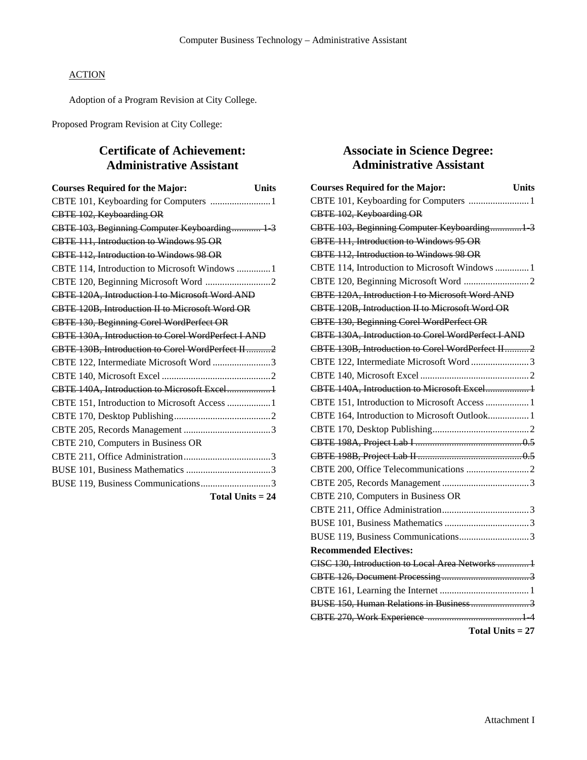ACTION

Adoption of a Program Revision at City College.

Proposed Program Revision at City College:

## Certificate of Achievement: Administrative Assistant

| Courses Required for the Major: | Units |
|---|---|
| CBTE 101, Keyboarding for Computers | 1 |
| ~~CBTE 102, Keyboarding OR~~ | |
| ~~CBTE 103, Beginning Computer Keyboarding~~ | ~~1-3~~ |
| ~~CBTE 111, Introduction to Windows 95 OR~~ | |
| ~~CBTE 112, Introduction to Windows 98 OR~~ | |
| CBTE 114, Introduction to Microsoft Windows | 1 |
| CBTE 120, Beginning Microsoft Word | 2 |
| ~~CBTE 120A, Introduction I to Microsoft Word AND~~ | |
| ~~CBTE 120B, Introduction II to Microsoft Word OR~~ | |
| ~~CBTE 130, Beginning Corel WordPerfect OR~~ | |
| ~~CBTE 130A, Introduction to Corel WordPerfect I AND~~ | |
| ~~CBTE 130B, Introduction to Corel WordPerfect II~~ | ~~2~~ |
| CBTE 122, Intermediate Microsoft Word | 3 |
| CBTE 140, Microsoft Excel | 2 |
| ~~CBTE 140A, Introduction to Microsoft Excel~~ | ~~1~~ |
| CBTE 151, Introduction to Microsoft Access | 1 |
| CBTE 170, Desktop Publishing | 2 |
| CBTE 205, Records Management | 3 |
| CBTE 210, Computers in Business OR | |
| CBTE 211, Office Administration | 3 |
| BUSE 101, Business Mathematics | 3 |
| BUSE 119, Business Communications | 3 |
| **Total Units = 24** | |

## Associate in Science Degree: Administrative Assistant

| Courses Required for the Major: | Units |
|---|---|
| CBTE 101, Keyboarding for Computers | 1 |
| ~~CBTE 102, Keyboarding OR~~ | |
| ~~CBTE 103, Beginning Computer Keyboarding~~ | ~~1-3~~ |
| ~~CBTE 111, Introduction to Windows 95 OR~~ | |
| ~~CBTE 112, Introduction to Windows 98 OR~~ | |
| CBTE 114, Introduction to Microsoft Windows | 1 |
| CBTE 120, Beginning Microsoft Word | 2 |
| ~~CBTE 120A, Introduction I to Microsoft Word AND~~ | |
| ~~CBTE 120B, Introduction II to Microsoft Word OR~~ | |
| ~~CBTE 130, Beginning Corel WordPerfect OR~~ | |
| ~~CBTE 130A, Introduction to Corel WordPerfect I AND~~ | |
| ~~CBTE 130B, Introduction to Corel WordPerfect II~~ | ~~2~~ |
| CBTE 122, Intermediate Microsoft Word | 3 |
| CBTE 140, Microsoft Excel | 2 |
| ~~CBTE 140A, Introduction to Microsoft Excel~~ | ~~1~~ |
| CBTE 151, Introduction to Microsoft Access | 1 |
| CBTE 164, Introduction to Microsoft Outlook | 1 |
| CBTE 170, Desktop Publishing | 2 |
| ~~CBTE 198A, Project Lab I~~ | ~~0.5~~ |
| ~~CBTE 198B, Project Lab II~~ | ~~0.5~~ |
| CBTE 200, Office Telecommunications | 2 |
| CBTE 205, Records Management | 3 |
| CBTE 210, Computers in Business OR | |
| CBTE 211, Office Administration | 3 |
| BUSE 101, Business Mathematics | 3 |
| BUSE 119, Business Communications | 3 |
| **Recommended Electives:** | |
| ~~CISC 130, Introduction to Local Area Networks~~ | ~~1~~ |
| ~~CBTE 126, Document Processing~~ | ~~3~~ |
| CBTE 161, Learning the Internet | 1 |
| ~~BUSE 150, Human Relations in Business~~ | ~~3~~ |
| ~~CBTE 270, Work Experience~~ | ~~1-4~~ |
| **Total Units = 27** | |

Attachment I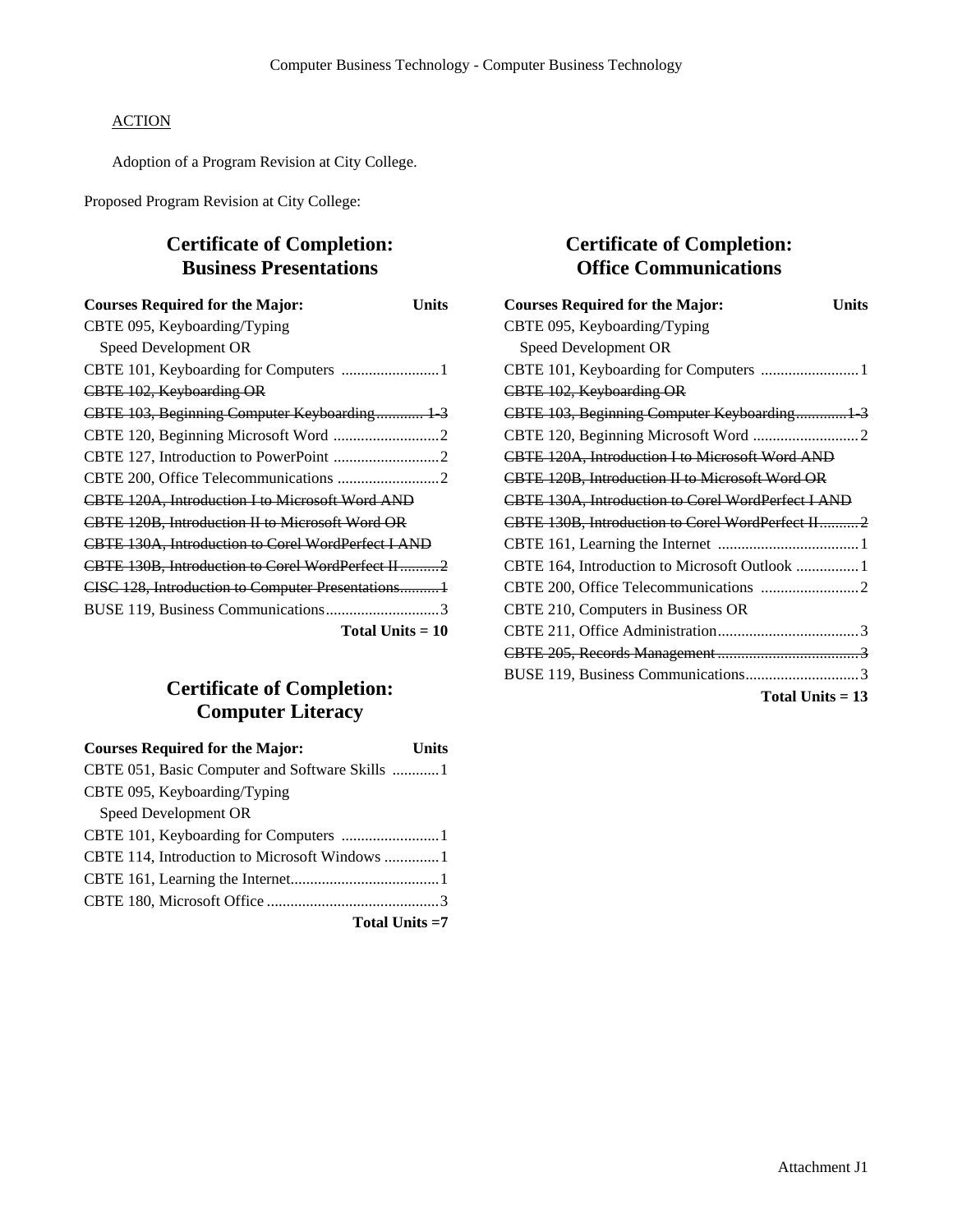ACTION

Adoption of a Program Revision at City College.

Proposed Program Revision at City College:

## Certificate of Completion: Business Presentations

| Courses Required for the Major: | Units |
|---|---|
| CBTE 095, Keyboarding/Typing Speed Development OR | |
| CBTE 101, Keyboarding for Computers | 1 |
| ~~CBTE 102, Keyboarding OR~~ | |
| ~~CBTE 103, Beginning Computer Keyboarding~~ | ~~1-3~~ |
| CBTE 120, Beginning Microsoft Word | 2 |
| CBTE 127, Introduction to PowerPoint | 2 |
| CBTE 200, Office Telecommunications | 2 |
| ~~CBTE 120A, Introduction I to Microsoft Word AND~~ | |
| ~~CBTE 120B, Introduction II to Microsoft Word OR~~ | |
| ~~CBTE 130A, Introduction to Corel WordPerfect I AND~~ | |
| ~~CBTE 130B, Introduction to Corel WordPerfect II~~ | ~~2~~ |
| ~~CISC 128, Introduction to Computer Presentations~~ | ~~1~~ |
| BUSE 119, Business Communications | 3 |
| | **Total Units = 10** |

## Certificate of Completion: Computer Literacy

| Courses Required for the Major: | Units |
|---|---|
| CBTE 051, Basic Computer and Software Skills | 1 |
| CBTE 095, Keyboarding/Typing Speed Development OR | |
| CBTE 101, Keyboarding for Computers | 1 |
| CBTE 114, Introduction to Microsoft Windows | 1 |
| CBTE 161, Learning the Internet | 1 |
| CBTE 180, Microsoft Office | 3 |
| | **Total Units =7** |

## Certificate of Completion: Office Communications

| Courses Required for the Major: | Units |
|---|---|
| CBTE 095, Keyboarding/Typing Speed Development OR | |
| CBTE 101, Keyboarding for Computers | 1 |
| ~~CBTE 102, Keyboarding OR~~ | |
| ~~CBTE 103, Beginning Computer Keyboarding~~ | ~~1-3~~ |
| CBTE 120, Beginning Microsoft Word | 2 |
| ~~CBTE 120A, Introduction I to Microsoft Word AND~~ | |
| ~~CBTE 120B, Introduction II to Microsoft Word OR~~ | |
| ~~CBTE 130A, Introduction to Corel WordPerfect I AND~~ | |
| ~~CBTE 130B, Introduction to Corel WordPerfect II~~ | ~~2~~ |
| CBTE 161, Learning the Internet | 1 |
| CBTE 164, Introduction to Microsoft Outlook | 1 |
| CBTE 200, Office Telecommunications | 2 |
| CBTE 210, Computers in Business OR | |
| CBTE 211, Office Administration | 3 |
| ~~CBTE 205, Records Management~~ | ~~3~~ |
| BUSE 119, Business Communications | 3 |
| | **Total Units = 13** |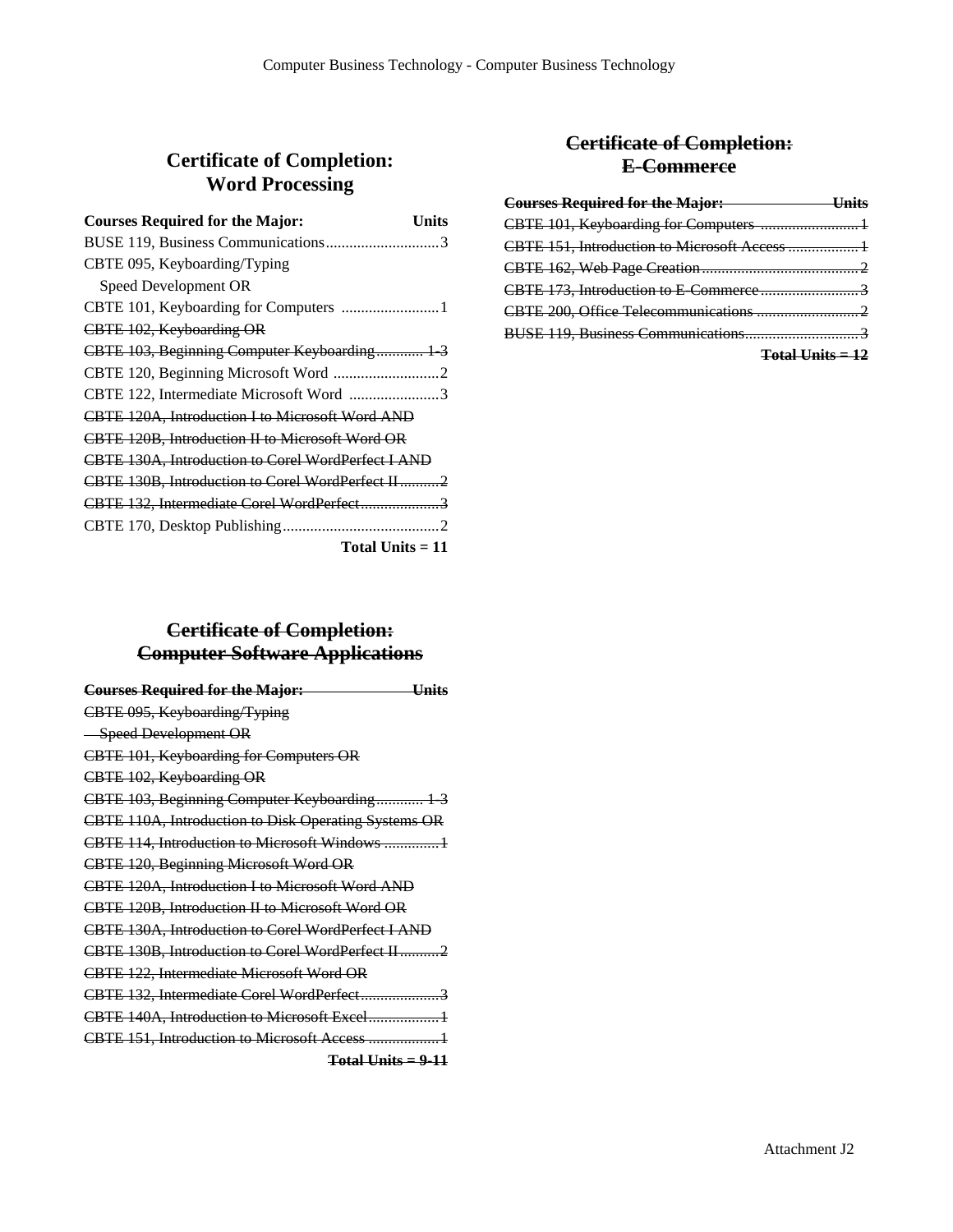## Certificate of Completion: Word Processing

| Courses Required for the Major: | Units |
|---|---|
| BUSE 119, Business Communications | 3 |
| CBTE 095, Keyboarding/Typing Speed Development OR | |
| CBTE 101, Keyboarding for Computers | 1 |
| ~~CBTE 102, Keyboarding OR~~ | |
| ~~CBTE 103, Beginning Computer Keyboarding~~ | ~~1-3~~ |
| CBTE 120, Beginning Microsoft Word | 2 |
| CBTE 122, Intermediate Microsoft Word | 3 |
| ~~CBTE 120A, Introduction I to Microsoft Word AND~~ | |
| ~~CBTE 120B, Introduction II to Microsoft Word OR~~ | |
| ~~CBTE 130A, Introduction to Corel WordPerfect I AND~~ | |
| ~~CBTE 130B, Introduction to Corel WordPerfect II~~ | ~~2~~ |
| ~~CBTE 132, Intermediate Corel WordPerfect~~ | ~~3~~ |
| CBTE 170, Desktop Publishing | 2 |
| | **Total Units = 11** |

## ~~Certificate of Completion: Computer Software Applications~~

| ~~Courses Required for the Major:~~ | ~~Units~~ |
|---|---|
| ~~CBTE 095, Keyboarding/Typing Speed Development OR~~ | |
| ~~CBTE 101, Keyboarding for Computers OR~~ | |
| ~~CBTE 102, Keyboarding OR~~ | |
| ~~CBTE 103, Beginning Computer Keyboarding~~ | ~~1-3~~ |
| ~~CBTE 110A, Introduction to Disk Operating Systems OR~~ | |
| ~~CBTE 114, Introduction to Microsoft Windows~~ | ~~1~~ |
| ~~CBTE 120, Beginning Microsoft Word OR~~ | |
| ~~CBTE 120A, Introduction I to Microsoft Word AND~~ | |
| ~~CBTE 120B, Introduction II to Microsoft Word OR~~ | |
| ~~CBTE 130A, Introduction to Corel WordPerfect I AND~~ | |
| ~~CBTE 130B, Introduction to Corel WordPerfect II~~ | ~~2~~ |
| ~~CBTE 122, Intermediate Microsoft Word OR~~ | |
| ~~CBTE 132, Intermediate Corel WordPerfect~~ | ~~3~~ |
| ~~CBTE 140A, Introduction to Microsoft Excel~~ | ~~1~~ |
| ~~CBTE 151, Introduction to Microsoft Access~~ | ~~1~~ |
| | **~~Total Units = 9-11~~** |

## ~~Certificate of Completion: E-Commerce~~

| ~~Courses Required for the Major:~~ | ~~Units~~ |
|---|---|
| ~~CBTE 101, Keyboarding for Computers~~ | ~~1~~ |
| ~~CBTE 151, Introduction to Microsoft Access~~ | ~~1~~ |
| ~~CBTE 162, Web Page Creation~~ | ~~2~~ |
| ~~CBTE 173, Introduction to E-Commerce~~ | ~~3~~ |
| ~~CBTE 200, Office Telecommunications~~ | ~~2~~ |
| ~~BUSE 119, Business Communications~~ | ~~3~~ |
| | **~~Total Units = 12~~** |

Attachment J2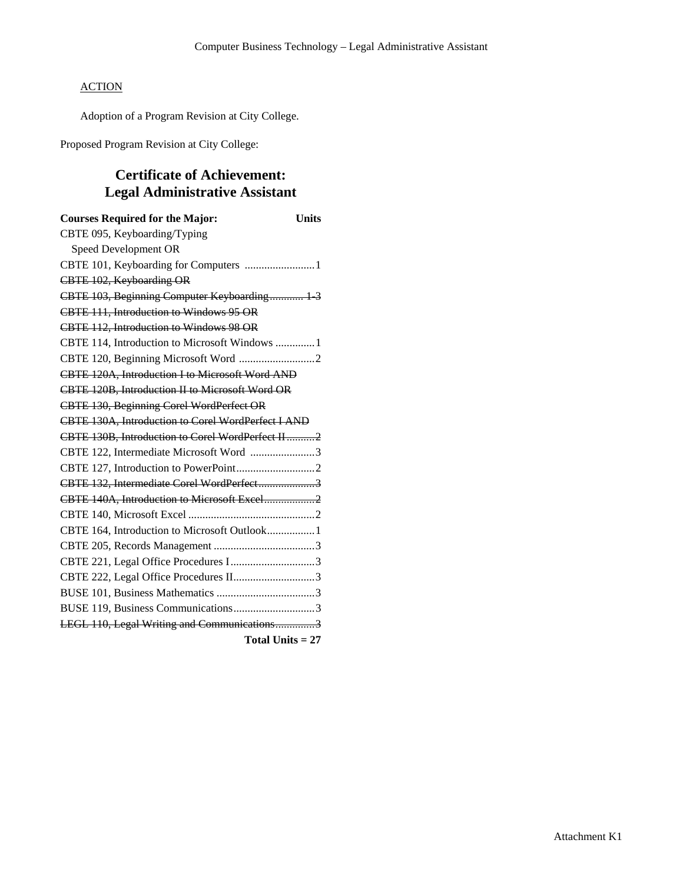ACTION

Adoption of a Program Revision at City College.

Proposed Program Revision at City College:

# Certificate of Achievement: Legal Administrative Assistant

| Courses Required for the Major: | Units |
|---|---|
| CBTE 095, Keyboarding/Typing Speed Development OR | |
| CBTE 101, Keyboarding for Computers | 1 |
| ~~CBTE 102, Keyboarding OR~~ | |
| ~~CBTE 103, Beginning Computer Keyboarding~~ | ~~1-3~~ |
| ~~CBTE 111, Introduction to Windows 95 OR~~ | |
| ~~CBTE 112, Introduction to Windows 98 OR~~ | |
| CBTE 114, Introduction to Microsoft Windows | 1 |
| CBTE 120, Beginning Microsoft Word | 2 |
| ~~CBTE 120A, Introduction I to Microsoft Word AND~~ | |
| ~~CBTE 120B, Introduction II to Microsoft Word OR~~ | |
| ~~CBTE 130, Beginning Corel WordPerfect OR~~ | |
| ~~CBTE 130A, Introduction to Corel WordPerfect I AND~~ | |
| ~~CBTE 130B, Introduction to Corel WordPerfect II~~ | ~~2~~ |
| CBTE 122, Intermediate Microsoft Word | 3 |
| CBTE 127, Introduction to PowerPoint | 2 |
| ~~CBTE 132, Intermediate Corel WordPerfect~~ | ~~3~~ |
| ~~CBTE 140A, Introduction to Microsoft Excel~~ | ~~2~~ |
| CBTE 140, Microsoft Excel | 2 |
| CBTE 164, Introduction to Microsoft Outlook | 1 |
| CBTE 205, Records Management | 3 |
| CBTE 221, Legal Office Procedures I | 3 |
| CBTE 222, Legal Office Procedures II | 3 |
| BUSE 101, Business Mathematics | 3 |
| BUSE 119, Business Communications | 3 |
| ~~LEGL 110, Legal Writing and Communications~~ | ~~3~~ |
| | **Total Units = 27** |

Attachment K1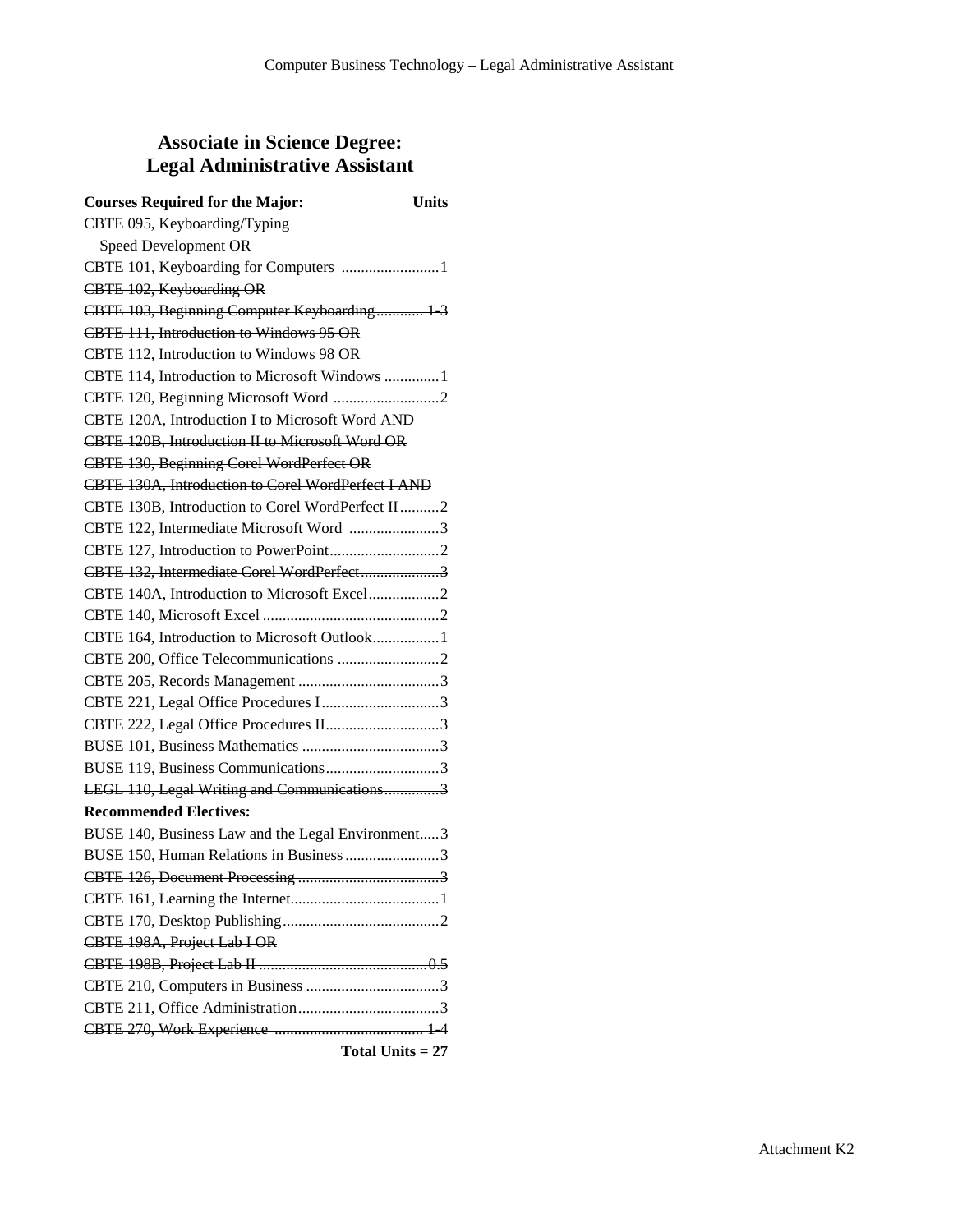# Associate in Science Degree: Legal Administrative Assistant

| Courses Required for the Major: | Units |
|---|---|
| CBTE 095, Keyboarding/Typing Speed Development OR | |
| CBTE 101, Keyboarding for Computers | 1 |
| ~~CBTE 102, Keyboarding OR~~ | |
| ~~CBTE 103, Beginning Computer Keyboarding~~ | ~~1-3~~ |
| ~~CBTE 111, Introduction to Windows 95 OR~~ | |
| ~~CBTE 112, Introduction to Windows 98 OR~~ | |
| CBTE 114, Introduction to Microsoft Windows | 1 |
| CBTE 120, Beginning Microsoft Word | 2 |
| ~~CBTE 120A, Introduction I to Microsoft Word AND~~ | |
| ~~CBTE 120B, Introduction II to Microsoft Word OR~~ | |
| ~~CBTE 130, Beginning Corel WordPerfect OR~~ | |
| ~~CBTE 130A, Introduction to Corel WordPerfect I AND~~ | |
| ~~CBTE 130B, Introduction to Corel WordPerfect II~~ | ~~2~~ |
| CBTE 122, Intermediate Microsoft Word | 3 |
| CBTE 127, Introduction to PowerPoint | 2 |
| ~~CBTE 132, Intermediate Corel WordPerfect~~ | ~~3~~ |
| ~~CBTE 140A, Introduction to Microsoft Excel~~ | ~~2~~ |
| CBTE 140, Microsoft Excel | 2 |
| CBTE 164, Introduction to Microsoft Outlook | 1 |
| CBTE 200, Office Telecommunications | 2 |
| CBTE 205, Records Management | 3 |
| CBTE 221, Legal Office Procedures I | 3 |
| CBTE 222, Legal Office Procedures II | 3 |
| BUSE 101, Business Mathematics | 3 |
| BUSE 119, Business Communications | 3 |
| ~~LEGL 110, Legal Writing and Communications~~ | ~~3~~ |
| **Recommended Electives:** | |
| BUSE 140, Business Law and the Legal Environment | 3 |
| BUSE 150, Human Relations in Business | 3 |
| ~~CBTE 126, Document Processing~~ | ~~3~~ |
| CBTE 161, Learning the Internet | 1 |
| CBTE 170, Desktop Publishing | 2 |
| ~~CBTE 198A, Project Lab I OR~~ | |
| ~~CBTE 198B, Project Lab II~~ | ~~0.5~~ |
| CBTE 210, Computers in Business | 3 |
| CBTE 211, Office Administration | 3 |
| ~~CBTE 270, Work Experience~~ | ~~1-4~~ |
| | **Total Units = 27** |

Attachment K2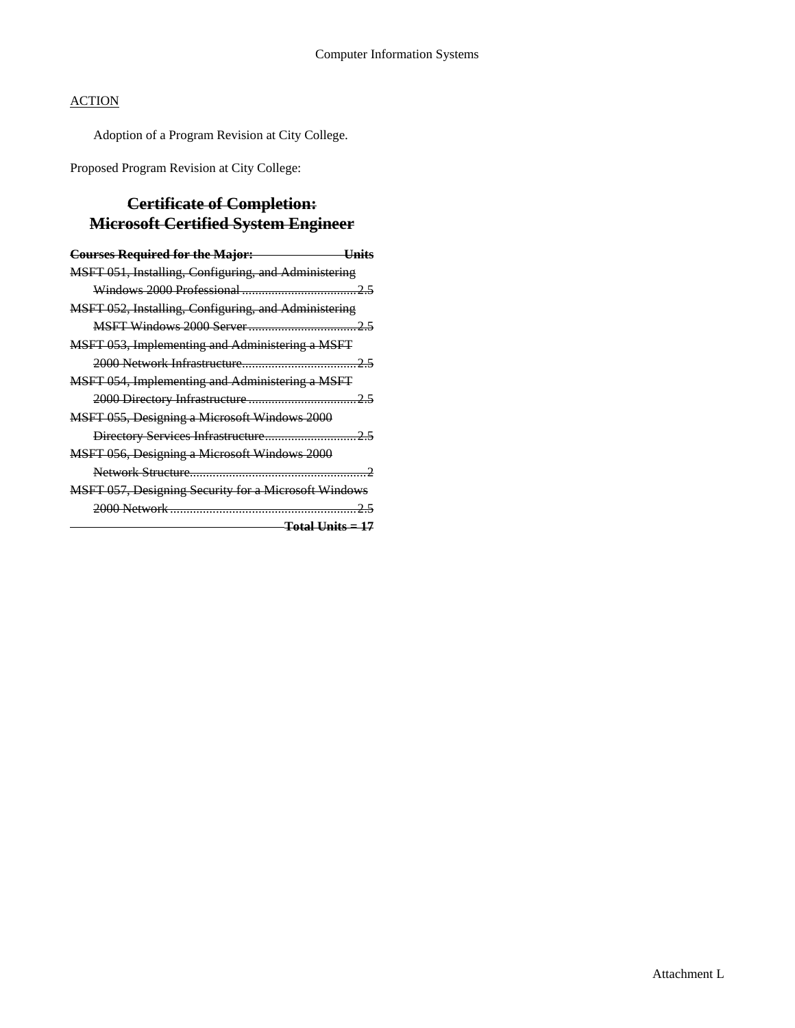ACTION

Adoption of a Program Revision at City College.

Proposed Program Revision at City College:

## ~~Certificate of Completion: Microsoft Certified System Engineer~~

| ~~**Courses Required for the Major:**~~ | ~~**Units**~~ |
|---|---|
| ~~MSFT 051, Installing, Configuring, and Administering Windows 2000 Professional~~ | ~~2.5~~ |
| ~~MSFT 052, Installing, Configuring, and Administering MSFT Windows 2000 Server~~ | ~~2.5~~ |
| ~~MSFT 053, Implementing and Administering a MSFT 2000 Network Infrastructure~~ | ~~2.5~~ |
| ~~MSFT 054, Implementing and Administering a MSFT 2000 Directory Infrastructure~~ | ~~2.5~~ |
| ~~MSFT 055, Designing a Microsoft Windows 2000 Directory Services Infrastructure~~ | ~~2.5~~ |
| ~~MSFT 056, Designing a Microsoft Windows 2000 Network Structure~~ | ~~2~~ |
| ~~MSFT 057, Designing Security for a Microsoft Windows 2000 Network~~ | ~~2.5~~ |
| | ~~**Total Units = 17**~~ |

Attachment L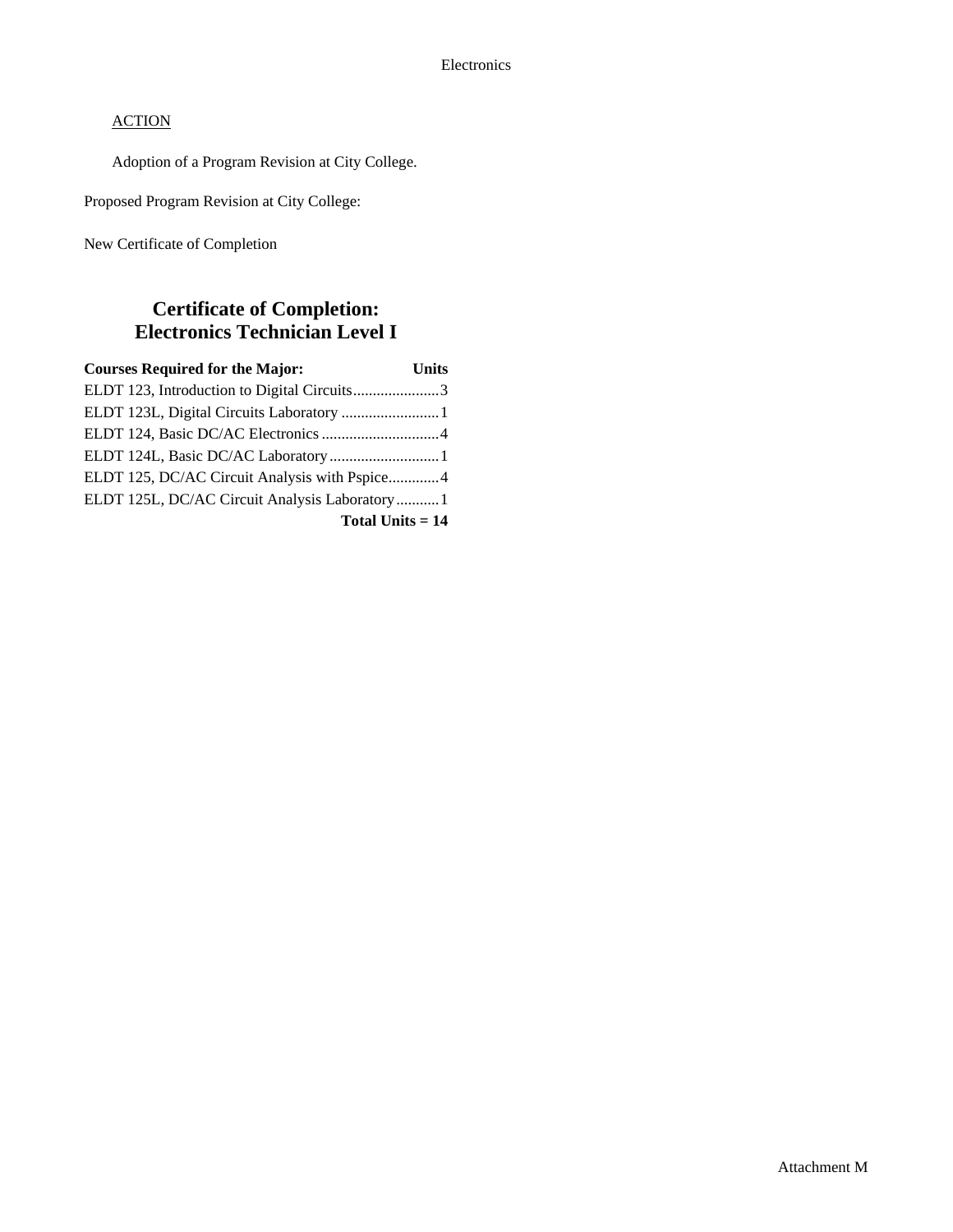ACTION

Adoption of a Program Revision at City College.

Proposed Program Revision at City College:

New Certificate of Completion

## Certificate of Completion: Electronics Technician Level I

| Courses Required for the Major: | Units |
|---|---|
| ELDT 123, Introduction to Digital Circuits | 3 |
| ELDT 123L, Digital Circuits Laboratory | 1 |
| ELDT 124, Basic DC/AC Electronics | 4 |
| ELDT 124L, Basic DC/AC Laboratory | 1 |
| ELDT 125, DC/AC Circuit Analysis with Pspice | 4 |
| ELDT 125L, DC/AC Circuit Analysis Laboratory | 1 |
| **Total Units = 14** | |

Attachment M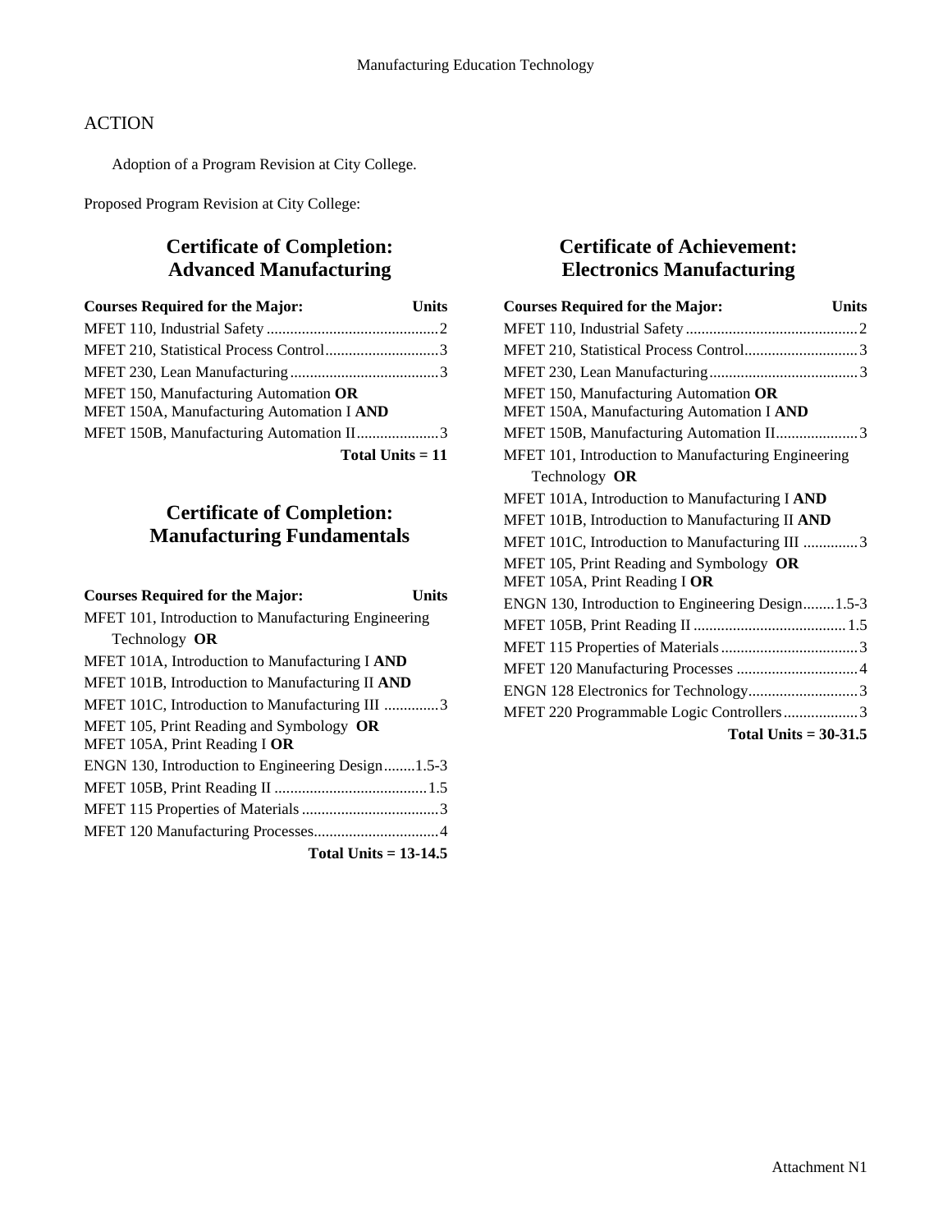ACTION

Adoption of a Program Revision at City College.

Proposed Program Revision at City College:

## Certificate of Completion: Advanced Manufacturing

| Courses Required for the Major: | Units |
|---|---|
| MFET 110, Industrial Safety | 2 |
| MFET 210, Statistical Process Control | 3 |
| MFET 230, Lean Manufacturing | 3 |
| MFET 150, Manufacturing Automation **OR** MFET 150A, Manufacturing Automation I **AND** MFET 150B, Manufacturing Automation II | 3 |
| **Total Units = 11** | |

## Certificate of Completion: Manufacturing Fundamentals

| Courses Required for the Major: | Units |
|---|---|
| MFET 101, Introduction to Manufacturing Engineering Technology **OR** MFET 101A, Introduction to Manufacturing I **AND** MFET 101B, Introduction to Manufacturing II **AND** MFET 101C, Introduction to Manufacturing III | 3 |
| MFET 105, Print Reading and Symbology **OR** MFET 105A, Print Reading I **OR** ENGN 130, Introduction to Engineering Design | 1.5-3 |
| MFET 105B, Print Reading II | 1.5 |
| MFET 115 Properties of Materials | 3 |
| MFET 120 Manufacturing Processes | 4 |
| **Total Units = 13-14.5** | |

## Certificate of Achievement: Electronics Manufacturing

| Courses Required for the Major: | Units |
|---|---|
| MFET 110, Industrial Safety | 2 |
| MFET 210, Statistical Process Control | 3 |
| MFET 230, Lean Manufacturing | 3 |
| MFET 150, Manufacturing Automation **OR** MFET 150A, Manufacturing Automation I **AND** MFET 150B, Manufacturing Automation II | 3 |
| MFET 101, Introduction to Manufacturing Engineering Technology **OR** MFET 101A, Introduction to Manufacturing I **AND** MFET 101B, Introduction to Manufacturing II **AND** MFET 101C, Introduction to Manufacturing III | 3 |
| MFET 105, Print Reading and Symbology **OR** MFET 105A, Print Reading I **OR** ENGN 130, Introduction to Engineering Design | 1.5-3 |
| MFET 105B, Print Reading II | 1.5 |
| MFET 115 Properties of Materials | 3 |
| MFET 120 Manufacturing Processes | 4 |
| ENGN 128 Electronics for Technology | 3 |
| MFET 220 Programmable Logic Controllers | 3 |
| **Total Units = 30-31.5** | |

Attachment N1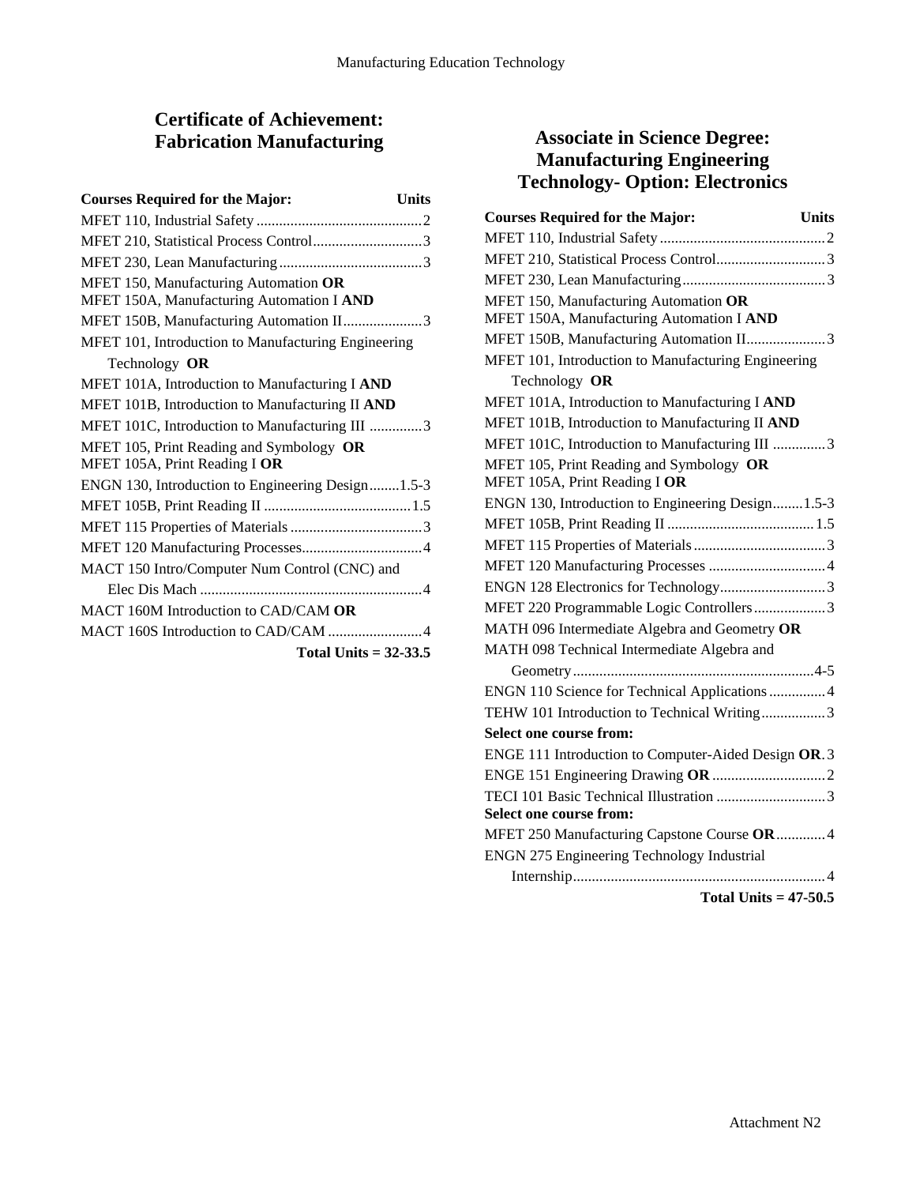## Certificate of Achievement: Fabrication Manufacturing

| Courses Required for the Major: | Units |
| --- | --- |
| MFET 110, Industrial Safety | 2 |
| MFET 210, Statistical Process Control | 3 |
| MFET 230, Lean Manufacturing | 3 |
| MFET 150, Manufacturing Automation **OR**<br>MFET 150A, Manufacturing Automation I **AND**<br>MFET 150B, Manufacturing Automation II | 3 |
| MFET 101, Introduction to Manufacturing Engineering Technology **OR**<br>MFET 101A, Introduction to Manufacturing I **AND**<br>MFET 101B, Introduction to Manufacturing II **AND**<br>MFET 101C, Introduction to Manufacturing III | 3 |
| MFET 105, Print Reading and Symbology **OR**<br>MFET 105A, Print Reading I **OR**<br>ENGN 130, Introduction to Engineering Design | 1.5-3 |
| MFET 105B, Print Reading II | 1.5 |
| MFET 115 Properties of Materials | 3 |
| MFET 120 Manufacturing Processes | 4 |
| MACT 150 Intro/Computer Num Control (CNC) and Elec Dis Mach | 4 |
| MACT 160M Introduction to CAD/CAM **OR**<br>MACT 160S Introduction to CAD/CAM | 4 |
| **Total Units = 32-33.5** | |

## Associate in Science Degree: Manufacturing Engineering Technology- Option: Electronics

| Courses Required for the Major: | Units |
| --- | --- |
| MFET 110, Industrial Safety | 2 |
| MFET 210, Statistical Process Control | 3 |
| MFET 230, Lean Manufacturing | 3 |
| MFET 150, Manufacturing Automation **OR**<br>MFET 150A, Manufacturing Automation I **AND**<br>MFET 150B, Manufacturing Automation II | 3 |
| MFET 101, Introduction to Manufacturing Engineering Technology **OR**<br>MFET 101A, Introduction to Manufacturing I **AND**<br>MFET 101B, Introduction to Manufacturing II **AND**<br>MFET 101C, Introduction to Manufacturing III | 3 |
| MFET 105, Print Reading and Symbology **OR**<br>MFET 105A, Print Reading I **OR**<br>ENGN 130, Introduction to Engineering Design | 1.5-3 |
| MFET 105B, Print Reading II | 1.5 |
| MFET 115 Properties of Materials | 3 |
| MFET 120 Manufacturing Processes | 4 |
| ENGN 128 Electronics for Technology | 3 |
| MFET 220 Programmable Logic Controllers | 3 |
| MATH 096 Intermediate Algebra and Geometry **OR**<br>MATH 098 Technical Intermediate Algebra and Geometry | 4-5 |
| ENGN 110 Science for Technical Applications | 4 |
| TEHW 101 Introduction to Technical Writing | 3 |
| **Select one course from:** | |
| ENGE 111 Introduction to Computer-Aided Design **OR** | 3 |
| ENGE 151 Engineering Drawing **OR** | 2 |
| TECI 101 Basic Technical Illustration | 3 |
| **Select one course from:** | |
| MFET 250 Manufacturing Capstone Course **OR** | 4 |
| ENGN 275 Engineering Technology Industrial Internship | 4 |
| **Total Units = 47-50.5** | |

Attachment N2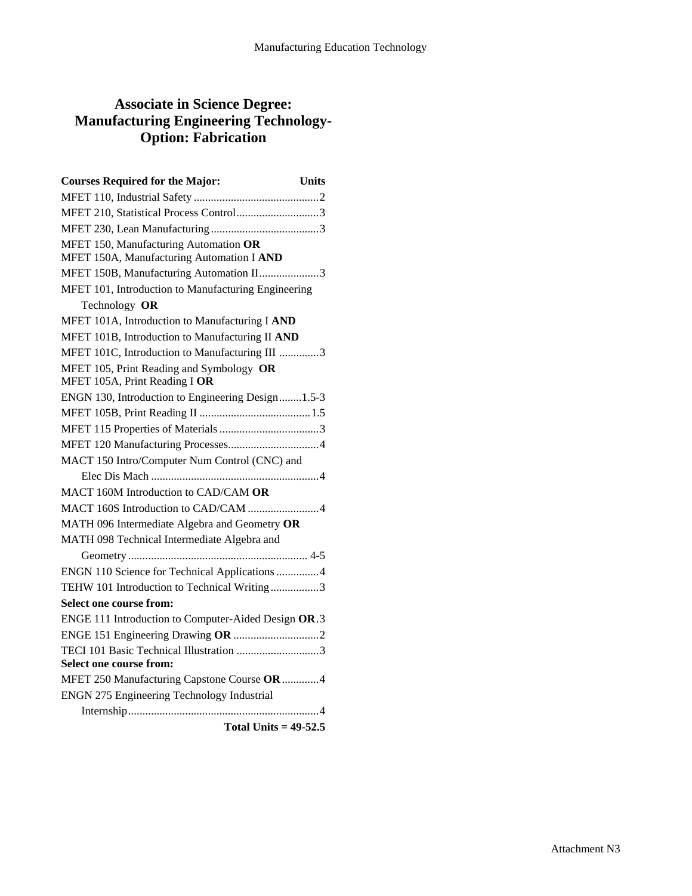# Associate in Science Degree: Manufacturing Engineering Technology-Option: Fabrication

| Courses Required for the Major: | Units |
|---|---|
| MFET 110, Industrial Safety | 2 |
| MFET 210, Statistical Process Control | 3 |
| MFET 230, Lean Manufacturing | 3 |
| MFET 150, Manufacturing Automation **OR** MFET 150A, Manufacturing Automation I **AND** MFET 150B, Manufacturing Automation II | 3 |
| MFET 101, Introduction to Manufacturing Engineering Technology **OR** MFET 101A, Introduction to Manufacturing I **AND** MFET 101B, Introduction to Manufacturing II **AND** MFET 101C, Introduction to Manufacturing III | 3 |
| MFET 105, Print Reading and Symbology **OR** MFET 105A, Print Reading I **OR** ENGN 130, Introduction to Engineering Design | 1.5-3 |
| MFET 105B, Print Reading II | 1.5 |
| MFET 115 Properties of Materials | 3 |
| MFET 120 Manufacturing Processes | 4 |
| MACT 150 Intro/Computer Num Control (CNC) and Elec Dis Mach | 4 |
| MACT 160M Introduction to CAD/CAM **OR** MACT 160S Introduction to CAD/CAM | 4 |
| MATH 096 Intermediate Algebra and Geometry **OR** MATH 098 Technical Intermediate Algebra and Geometry | 4-5 |
| ENGN 110 Science for Technical Applications | 4 |
| TEHW 101 Introduction to Technical Writing | 3 |
| **Select one course from:** | |
| ENGE 111 Introduction to Computer-Aided Design **OR** | 3 |
| ENGE 151 Engineering Drawing **OR** | 2 |
| TECI 101 Basic Technical Illustration | 3 |
| **Select one course from:** | |
| MFET 250 Manufacturing Capstone Course **OR** | 4 |
| ENGN 275 Engineering Technology Industrial Internship | 4 |
| | **Total Units = 49-52.5** |